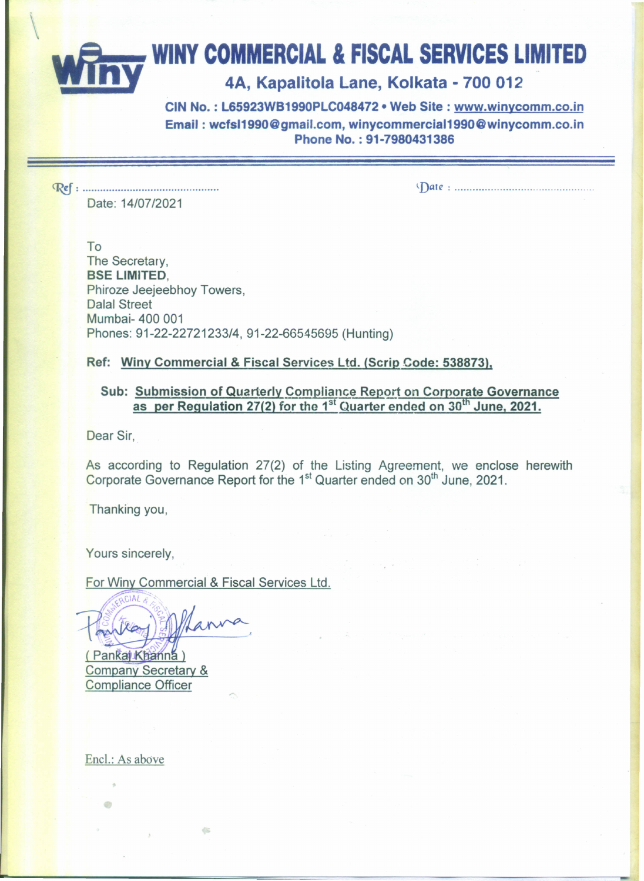# WINY COMMERCIAL & FISCAL SERVICES LIMITED

4A, Kapalitola Lane, Kolkata - 700 012

CIN No. : L65923WB1990PLC048472 • Web Site : www.winycomm.co.in
Email : wcfsl1990@gmail.com, winycommercial1990@winycomm.co.in
Phone No. : 91-7980431386

Ref : ..............................................     Date : ..............................................

Date: 14/07/2021

To
The Secretary,
**BSE LIMITED**,
Phiroze Jeejeebhoy Towers,
Dalal Street
Mumbai- 400 001
Phones: 91-22-22721233/4, 91-22-66545695 (Hunting)

**Ref: Winy Commercial & Fiscal Services Ltd. (Scrip Code: 538873).**

**Sub: Submission of Quarterly Compliance Report on Corporate Governance as per Regulation 27(2) for the 1st Quarter ended on 30th June, 2021.**

Dear Sir,

As according to Regulation 27(2) of the Listing Agreement, we enclose herewith Corporate Governance Report for the 1st Quarter ended on 30th June, 2021.

Thanking you,

Yours sincerely,

For Winy Commercial & Fiscal Services Ltd.

( Pankaj Khanna )
Company Secretary &
Compliance Officer

Encl.: As above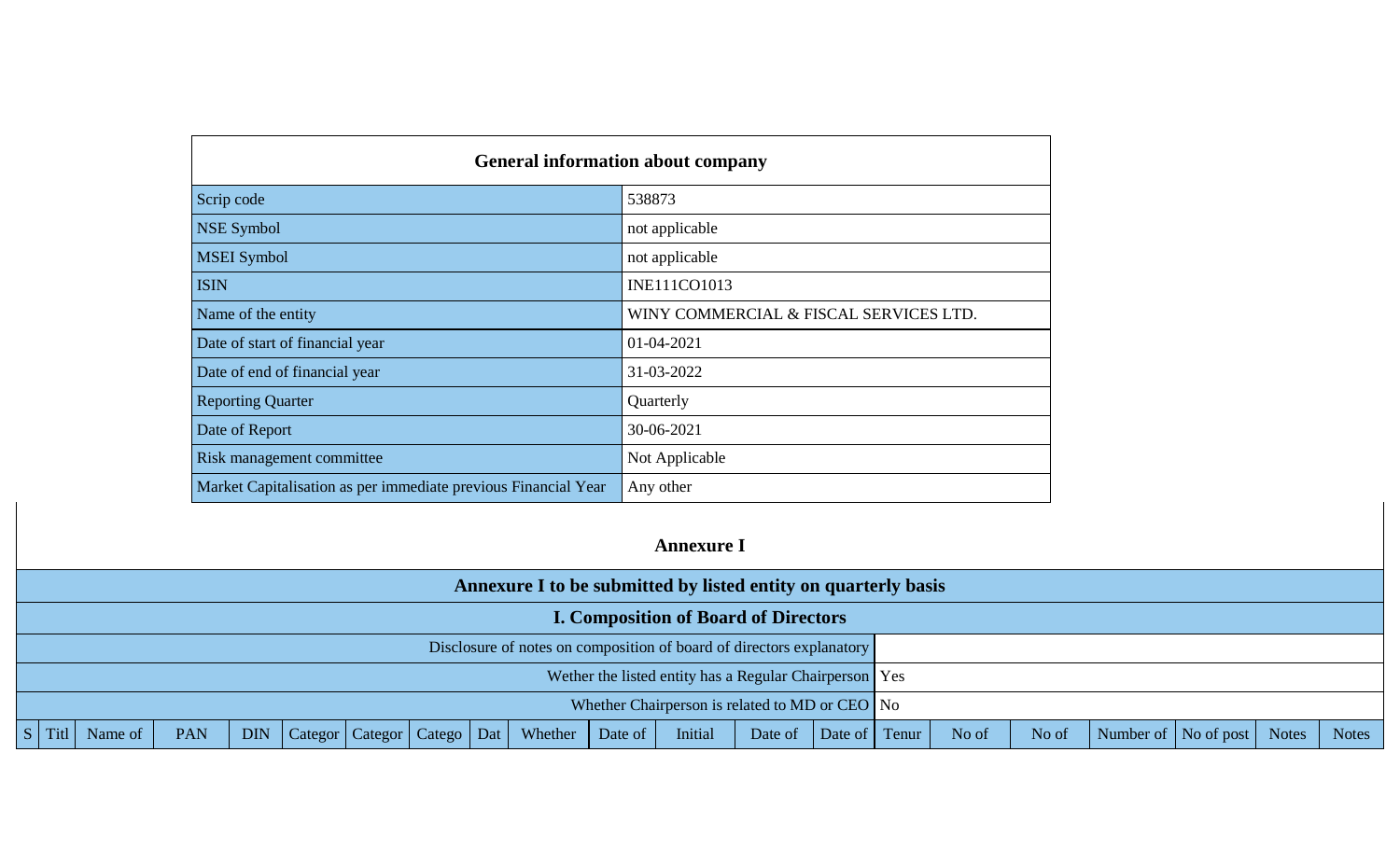| General information about company | |
|---|---|
| Scrip code | 538873 |
| NSE Symbol | not applicable |
| MSEI Symbol | not applicable |
| ISIN | INE111CO1013 |
| Name of the entity | WINY COMMERCIAL & FISCAL SERVICES LTD. |
| Date of start of financial year | 01-04-2021 |
| Date of end of financial year | 31-03-2022 |
| Reporting Quarter | Quarterly |
| Date of Report | 30-06-2021 |
| Risk management committee | Not Applicable |
| Market Capitalisation as per immediate previous Financial Year | Any other |

## Annexure I

### Annexure I to be submitted by listed entity on quarterly basis

### I. Composition of Board of Directors

| | |
|---|---|
| Disclosure of notes on composition of board of directors explanatory | |
| Wether the listed entity has a Regular Chairperson | Yes |
| Whether Chairperson is related to MD or CEO | No |

| S | Titl | Name of | PAN | DIN | Categor | Categor | Catego | Dat | Whether | Date of | Initial | Date of | Date of | Tenur | No of | No of | Number of | No of post | Notes | Notes |
|---|---|---|---|---|---|---|---|---|---|---|---|---|---|---|---|---|---|---|---|---|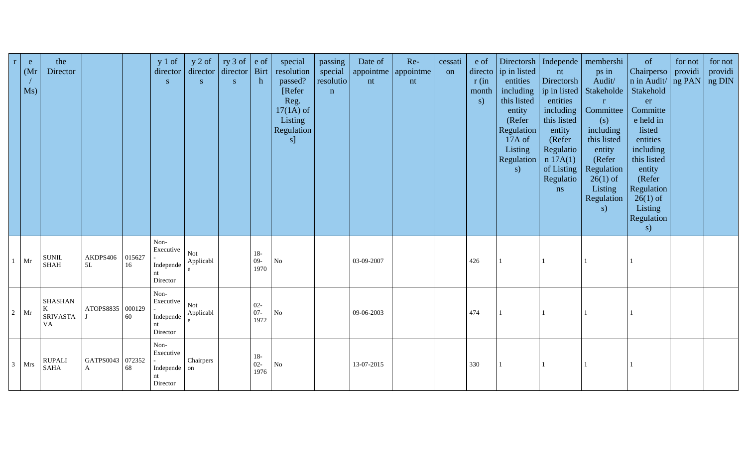| r | e (Mr / Ms) | the Director | | | y 1 of directors | y 2 of directors | ry 3 of directors | e of Birth | special resolution passed? [Refer Reg. 17(1A) of Listing Regulations] | passing special resolution | Date of appointment | Re-appointment | cessation | e of director (in months) | Directorship in listed entities including this listed entity (Refer Regulation 17A of Listing Regulations) | Independent Directorship in listed entities including this listed entity (Refer Regulation 17A(1) of Listing Regulations | memberships in Audit/ Stakeholder Committee (s) including this listed entity (Refer Regulation 26(1) of Listing Regulations) | of Chairperson in Audit/ Stakeholder Committee held in listed entities including this listed entity (Refer Regulation 26(1) of Listing Regulations) | for not providing PAN | for not providing DIN |
|---|---|---|---|---|---|---|---|---|---|---|---|---|---|---|---|---|---|---|---|---|
| 1 | Mr | SUNIL SHAH | AKDPS4065L | 01562716 | Non-Executive - Independent Director | Not Applicable | | 18-09-1970 | No | | 03-09-2007 | | | 426 | 1 | 1 | 1 | 1 | | |
| 2 | Mr | SHASHANK SRIVASTAVA | ATOPS8835J | 00012960 | Non-Executive - Independent Director | Not Applicable | | 02-07-1972 | No | | 09-06-2003 | | | 474 | 1 | 1 | 1 | 1 | | |
| 3 | Mrs | RUPALI SAHA | GATPS0043A | 07235268 | Non-Executive - Independent Director | Chairperson | | 18-02-1976 | No | | 13-07-2015 | | | 330 | 1 | 1 | 1 | 1 | | |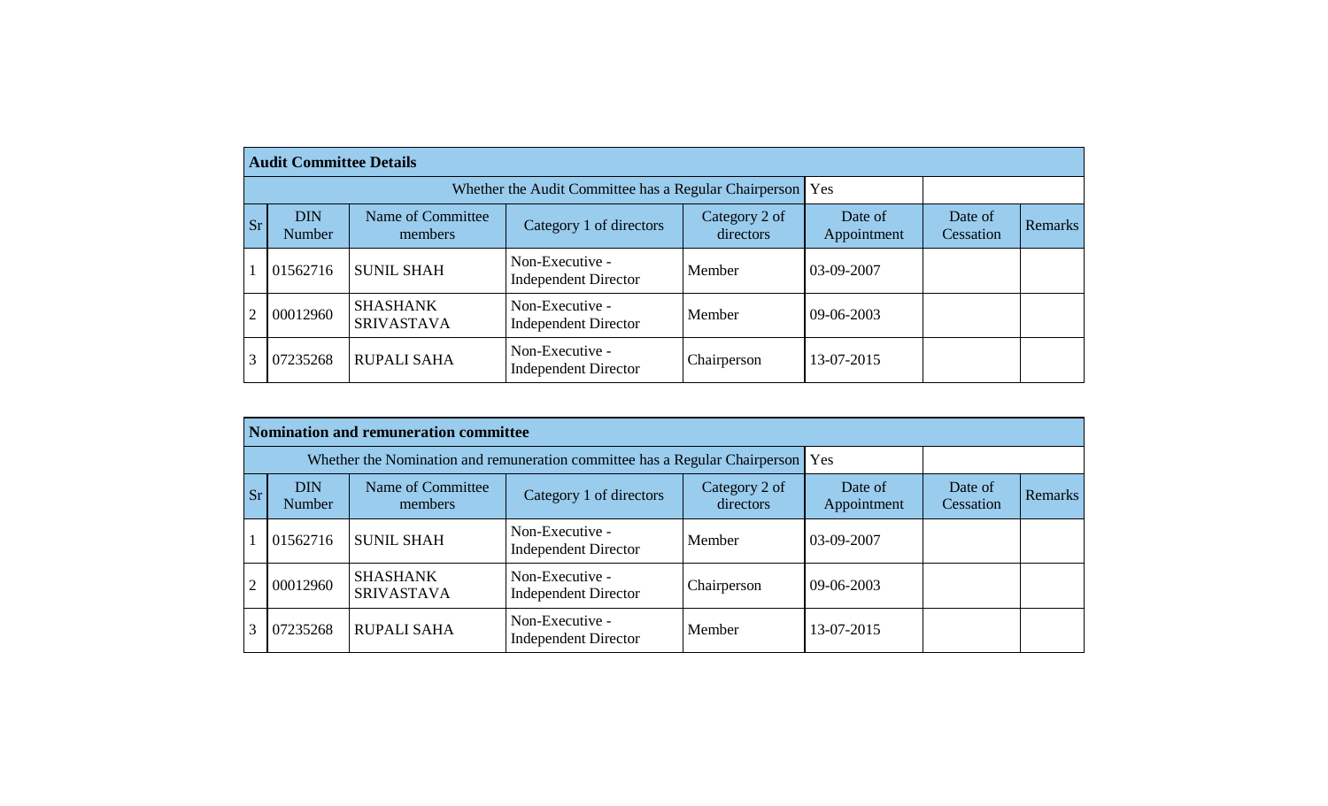## Audit Committee Details

| Whether the Audit Committee has a Regular Chairperson | | | | | Yes | | |
|---|---|---|---|---|---|---|---|
| **Sr** | **DIN Number** | **Name of Committee members** | **Category 1 of directors** | **Category 2 of directors** | **Date of Appointment** | **Date of Cessation** | **Remarks** |
| 1 | 01562716 | SUNIL SHAH | Non-Executive - Independent Director | Member | 03-09-2007 | | |
| 2 | 00012960 | SHASHANK SRIVASTAVA | Non-Executive - Independent Director | Member | 09-06-2003 | | |
| 3 | 07235268 | RUPALI SAHA | Non-Executive - Independent Director | Chairperson | 13-07-2015 | | |

## Nomination and remuneration committee

| Whether the Nomination and remuneration committee has a Regular Chairperson | | | | | Yes | | |
|---|---|---|---|---|---|---|---|
| **Sr** | **DIN Number** | **Name of Committee members** | **Category 1 of directors** | **Category 2 of directors** | **Date of Appointment** | **Date of Cessation** | **Remarks** |
| 1 | 01562716 | SUNIL SHAH | Non-Executive - Independent Director | Member | 03-09-2007 | | |
| 2 | 00012960 | SHASHANK SRIVASTAVA | Non-Executive - Independent Director | Chairperson | 09-06-2003 | | |
| 3 | 07235268 | RUPALI SAHA | Non-Executive - Independent Director | Member | 13-07-2015 | | |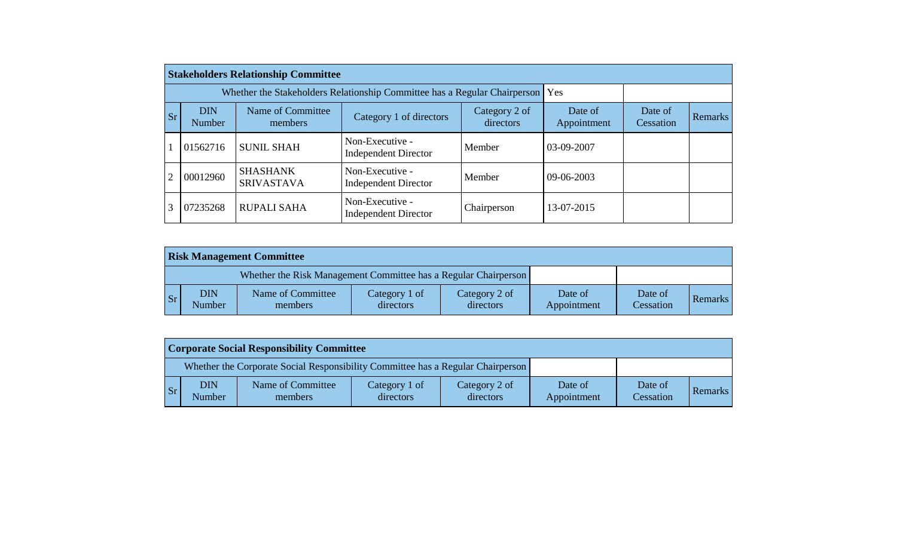**Stakeholders Relationship Committee**

Whether the Stakeholders Relationship Committee has a Regular Chairperson: Yes

| Sr | DIN Number | Name of Committee members | Category 1 of directors | Category 2 of directors | Date of Appointment | Date of Cessation | Remarks |
|---|---|---|---|---|---|---|---|
| 1 | 01562716 | SUNIL SHAH | Non-Executive - Independent Director | Member | 03-09-2007 | | |
| 2 | 00012960 | SHASHANK SRIVASTAVA | Non-Executive - Independent Director | Member | 09-06-2003 | | |
| 3 | 07235268 | RUPALI SAHA | Non-Executive - Independent Director | Chairperson | 13-07-2015 | | |

**Risk Management Committee**

Whether the Risk Management Committee has a Regular Chairperson:

| Sr | DIN Number | Name of Committee members | Category 1 of directors | Category 2 of directors | Date of Appointment | Date of Cessation | Remarks |
|---|---|---|---|---|---|---|---|

**Corporate Social Responsibility Committee**

Whether the Corporate Social Responsibility Committee has a Regular Chairperson:

| Sr | DIN Number | Name of Committee members | Category 1 of directors | Category 2 of directors | Date of Appointment | Date of Cessation | Remarks |
|---|---|---|---|---|---|---|---|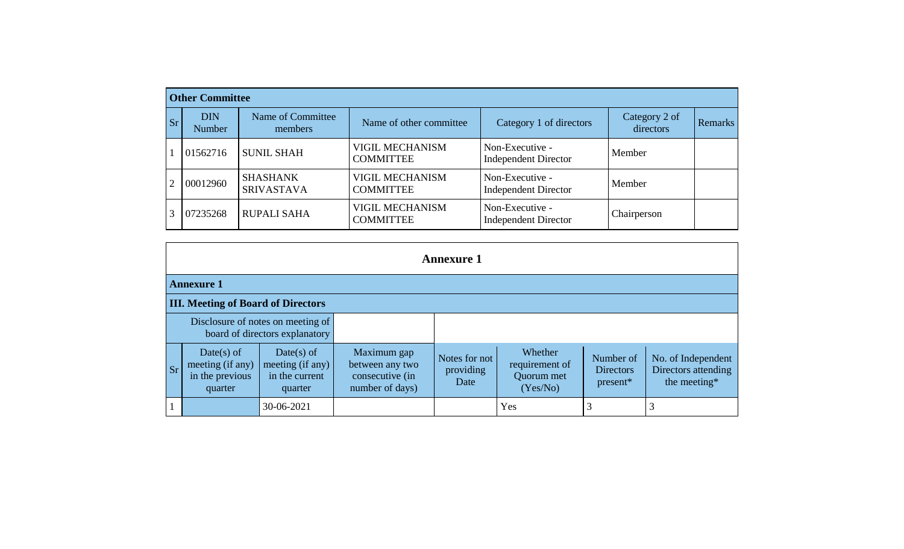## Other Committee

| Sr | DIN Number | Name of Committee members | Name of other committee | Category 1 of directors | Category 2 of directors | Remarks |
|---|---|---|---|---|---|---|
| 1 | 01562716 | SUNIL SHAH | VIGIL MECHANISM COMMITTEE | Non-Executive - Independent Director | Member | |
| 2 | 00012960 | SHASHANK SRIVASTAVA | VIGIL MECHANISM COMMITTEE | Non-Executive - Independent Director | Member | |
| 3 | 07235268 | RUPALI SAHA | VIGIL MECHANISM COMMITTEE | Non-Executive - Independent Director | Chairperson | |

## Annexure 1

### Annexure 1

### III. Meeting of Board of Directors

| Disclosure of notes on meeting of board of directors explanatory | | | | | | | |
|---|---|---|---|---|---|---|---|
| **Sr** | **Date(s) of meeting (if any) in the previous quarter** | **Date(s) of meeting (if any) in the current quarter** | **Maximum gap between any two consecutive (in number of days)** | **Notes for not providing Date** | **Whether requirement of Quorum met (Yes/No)** | **Number of Directors present*** | **No. of Independent Directors attending the meeting*** |
| 1 | | 30-06-2021 | | | Yes | 3 | 3 |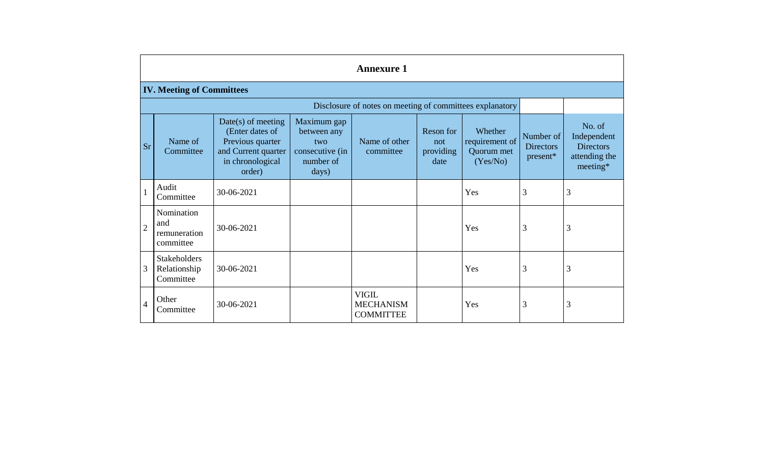# Annexure 1

## IV. Meeting of Committees

Disclosure of notes on meeting of committees explanatory

| Sr | Name of Committee | Date(s) of meeting (Enter dates of Previous quarter and Current quarter in chronological order) | Maximum gap between any two consecutive (in number of days) | Name of other committee | Reson for not providing date | Whether requirement of Quorum met (Yes/No) | Number of Directors present* | No. of Independent Directors attending the meeting* |
|---|---|---|---|---|---|---|---|---|
| 1 | Audit Committee | 30-06-2021 | | | | Yes | 3 | 3 |
| 2 | Nomination and remuneration committee | 30-06-2021 | | | | Yes | 3 | 3 |
| 3 | Stakeholders Relationship Committee | 30-06-2021 | | | | Yes | 3 | 3 |
| 4 | Other Committee | 30-06-2021 | | VIGIL MECHANISM COMMITTEE | | Yes | 3 | 3 |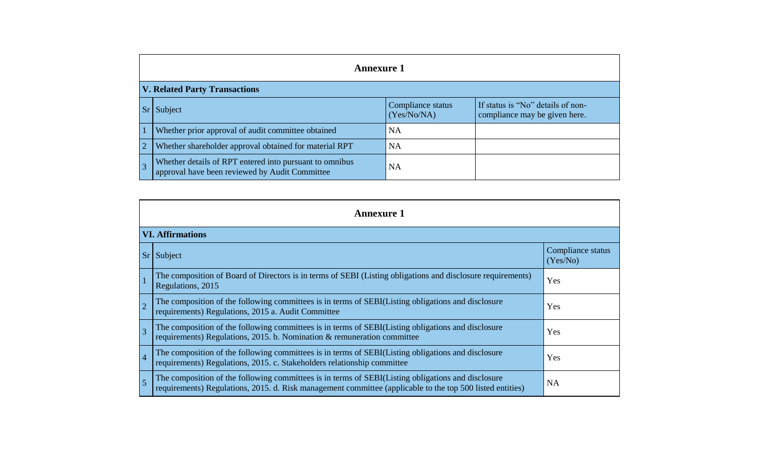## Annexure 1

### V. Related Party Transactions

| Sr | Subject | Compliance status (Yes/No/NA) | If status is "No" details of non-compliance may be given here. |
|---|---|---|---|
| 1 | Whether prior approval of audit committee obtained | NA | |
| 2 | Whether shareholder approval obtained for material RPT | NA | |
| 3 | Whether details of RPT entered into pursuant to omnibus approval have been reviewed by Audit Committee | NA | |

## Annexure 1

### VI. Affirmations

| Sr | Subject | Compliance status (Yes/No) |
|---|---|---|
| 1 | The composition of Board of Directors is in terms of SEBI (Listing obligations and disclosure requirements) Regulations, 2015 | Yes |
| 2 | The composition of the following committees is in terms of SEBI(Listing obligations and disclosure requirements) Regulations, 2015 a. Audit Committee | Yes |
| 3 | The composition of the following committees is in terms of SEBI(Listing obligations and disclosure requirements) Regulations, 2015. b. Nomination & remuneration committee | Yes |
| 4 | The composition of the following committees is in terms of SEBI(Listing obligations and disclosure requirements) Regulations, 2015. c. Stakeholders relationship committee | Yes |
| 5 | The composition of the following committees is in terms of SEBI(Listing obligations and disclosure requirements) Regulations, 2015. d. Risk management committee (applicable to the top 500 listed entities) | NA |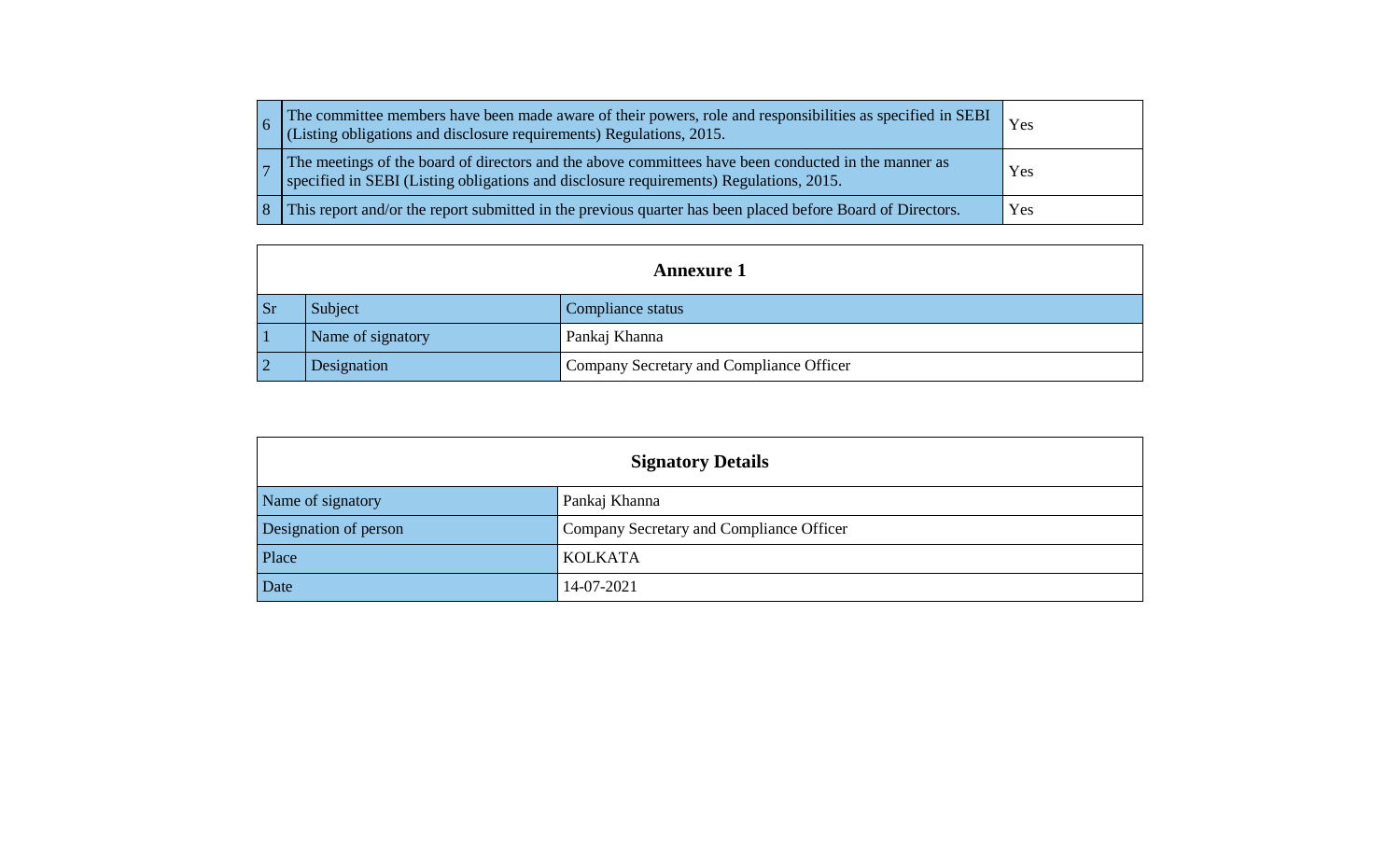| | | |
|---|---|---|
| 6 | The committee members have been made aware of their powers, role and responsibilities as specified in SEBI (Listing obligations and disclosure requirements) Regulations, 2015. | Yes |
| 7 | The meetings of the board of directors and the above committees have been conducted in the manner as specified in SEBI (Listing obligations and disclosure requirements) Regulations, 2015. | Yes |
| 8 | This report and/or the report submitted in the previous quarter has been placed before Board of Directors. | Yes |

**Annexure 1**

| Sr | Subject | Compliance status |
|---|---|---|
| 1 | Name of signatory | Pankaj Khanna |
| 2 | Designation | Company Secretary and Compliance Officer |

**Signatory Details**

| | |
|---|---|
| Name of signatory | Pankaj Khanna |
| Designation of person | Company Secretary and Compliance Officer |
| Place | KOLKATA |
| Date | 14-07-2021 |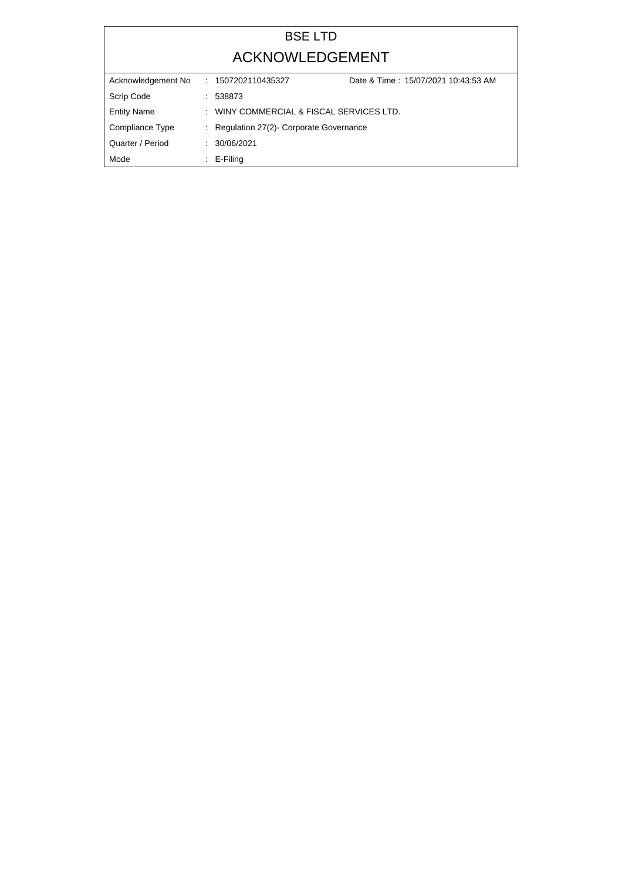# BSE LTD

## ACKNOWLEDGEMENT

| | | |
|---|---|---|
| Acknowledgement No | : 1507202110435327 | Date & Time : 15/07/2021 10:43:53 AM |
| Scrip Code | : 538873 | |
| Entity Name | : WINY COMMERCIAL & FISCAL SERVICES LTD. | |
| Compliance Type | : Regulation 27(2)- Corporate Governance | |
| Quarter / Period | : 30/06/2021 | |
| Mode | : E-Filing | |